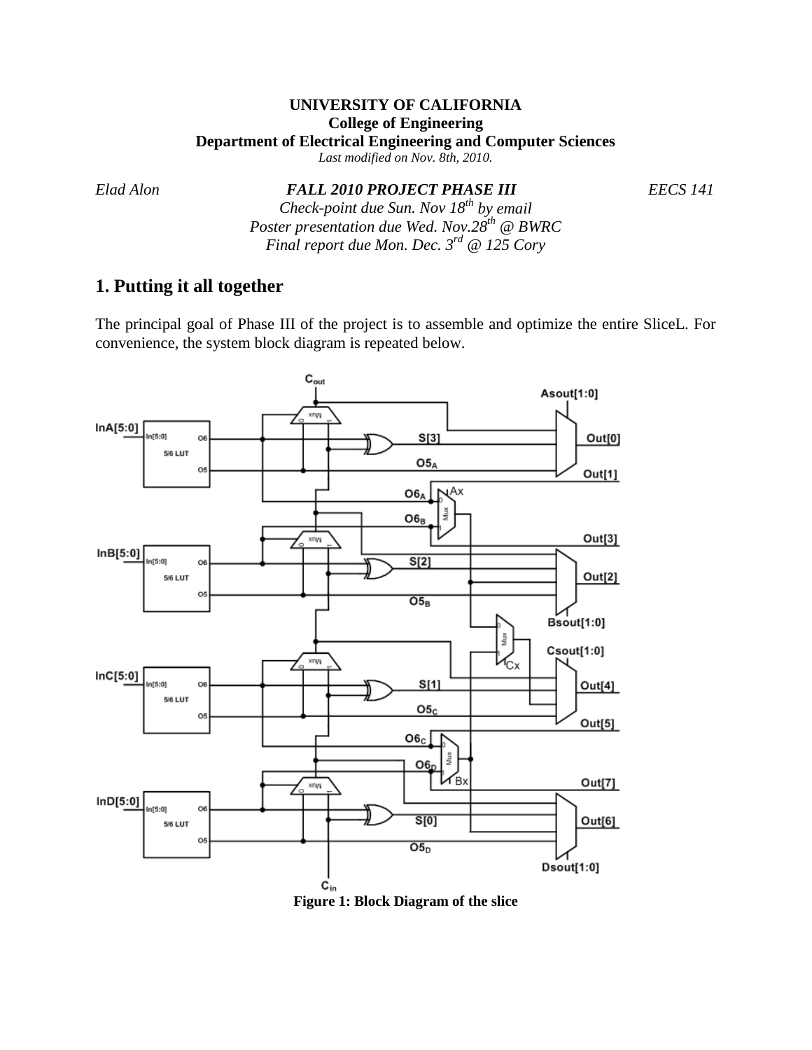**UNIVERSITY OF CALIFORNIA**
**College of Engineering**
**Department of Electrical Engineering and Computer Sciences**
*Last modified on Nov. 8th, 2010.*

*Elad Alon* ***FALL 2010 PROJECT PHASE III*** *EECS 141*

*Check-point due Sun. Nov 18th by email*
*Poster presentation due Wed. Nov.28th @ BWRC*
*Final report due Mon. Dec. 3rd @ 125 Cory*

## 1. Putting it all together

The principal goal of Phase III of the project is to assemble and optimize the entire SliceL. For convenience, the system block diagram is repeated below.

**Figure 1: Block Diagram of the slice**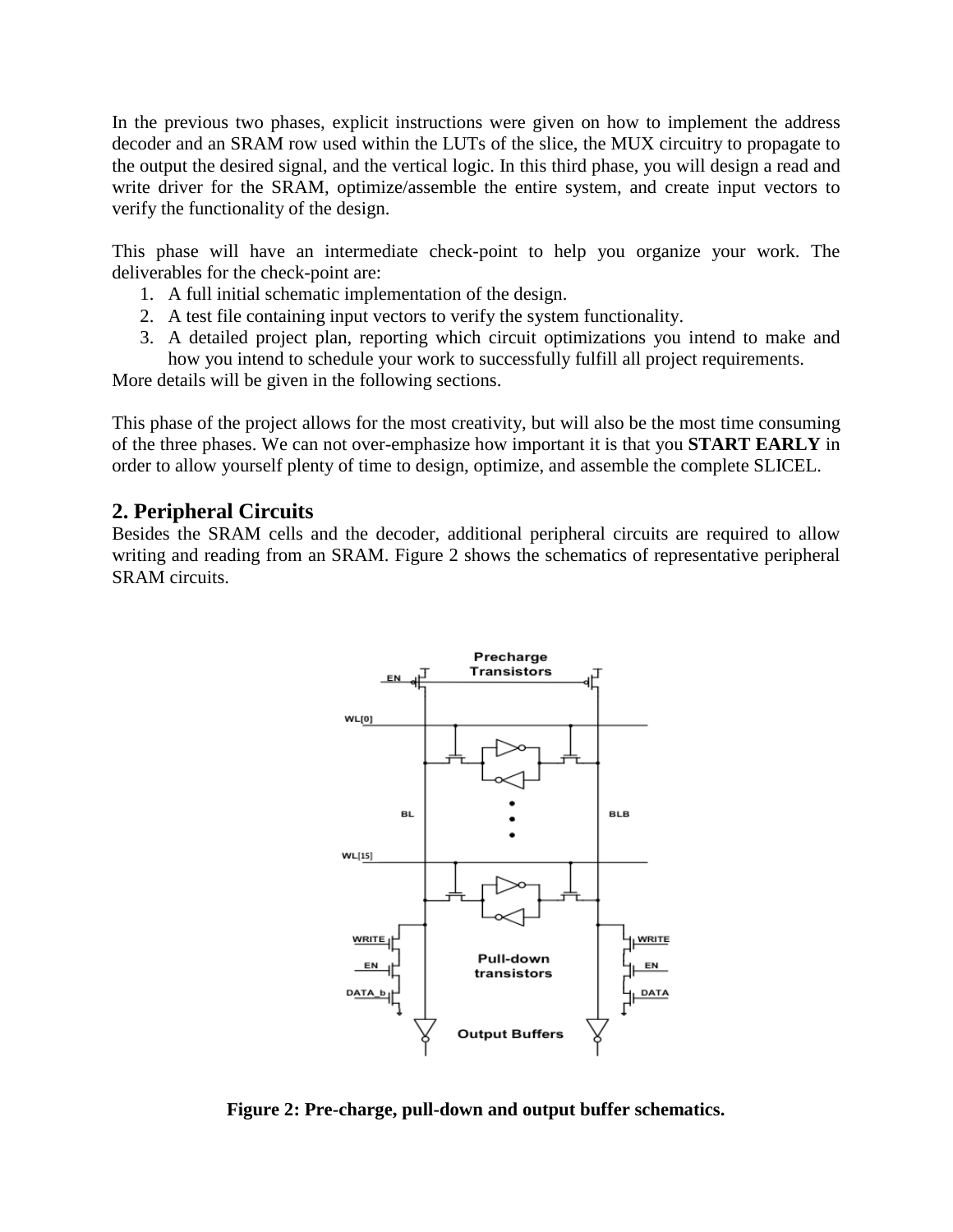In the previous two phases, explicit instructions were given on how to implement the address decoder and an SRAM row used within the LUTs of the slice, the MUX circuitry to propagate to the output the desired signal, and the vertical logic. In this third phase, you will design a read and write driver for the SRAM, optimize/assemble the entire system, and create input vectors to verify the functionality of the design.

This phase will have an intermediate check-point to help you organize your work. The deliverables for the check-point are:

1. A full initial schematic implementation of the design.
2. A test file containing input vectors to verify the system functionality.
3. A detailed project plan, reporting which circuit optimizations you intend to make and how you intend to schedule your work to successfully fulfill all project requirements.

More details will be given in the following sections.

This phase of the project allows for the most creativity, but will also be the most time consuming of the three phases. We can not over-emphasize how important it is that you **START EARLY** in order to allow yourself plenty of time to design, optimize, and assemble the complete SLICEL.

## 2. Peripheral Circuits

Besides the SRAM cells and the decoder, additional peripheral circuits are required to allow writing and reading from an SRAM. Figure 2 shows the schematics of representative peripheral SRAM circuits.

**Figure 2: Pre-charge, pull-down and output buffer schematics.**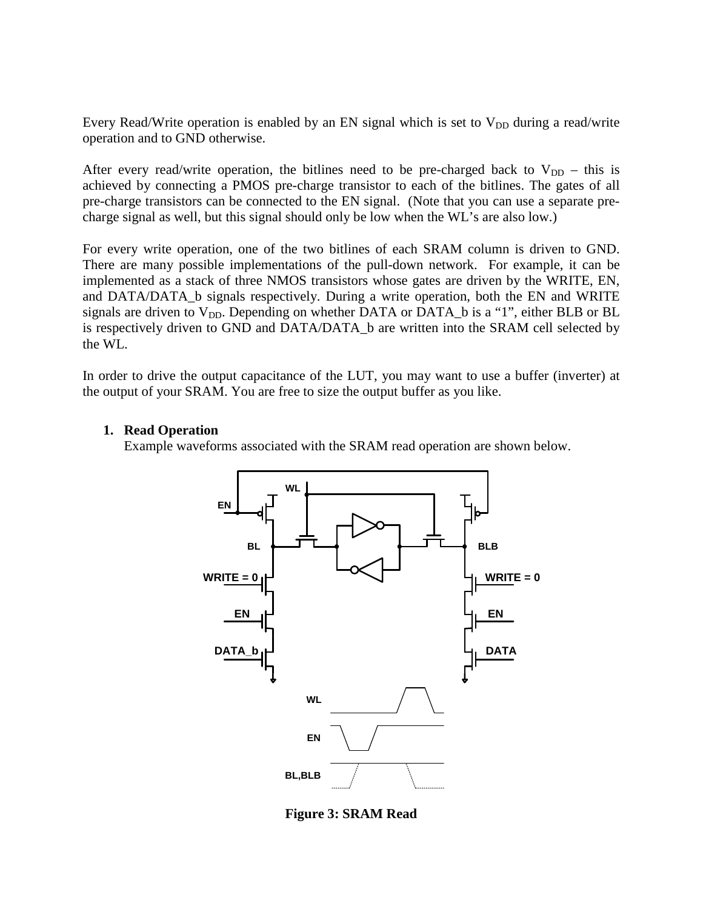Every Read/Write operation is enabled by an EN signal which is set to $V_{DD}$ during a read/write operation and to GND otherwise.

After every read/write operation, the bitlines need to be pre-charged back to $V_{DD}$ – this is achieved by connecting a PMOS pre-charge transistor to each of the bitlines. The gates of all pre-charge transistors can be connected to the EN signal. (Note that you can use a separate pre-charge signal as well, but this signal should only be low when the WL's are also low.)

For every write operation, one of the two bitlines of each SRAM column is driven to GND. There are many possible implementations of the pull-down network. For example, it can be implemented as a stack of three NMOS transistors whose gates are driven by the WRITE, EN, and DATA/DATA_b signals respectively. During a write operation, both the EN and WRITE signals are driven to $V_{DD}$. Depending on whether DATA or DATA_b is a "1", either BLB or BL is respectively driven to GND and DATA/DATA_b are written into the SRAM cell selected by the WL.

In order to drive the output capacitance of the LUT, you may want to use a buffer (inverter) at the output of your SRAM. You are free to size the output buffer as you like.

1. **Read Operation**

   Example waveforms associated with the SRAM read operation are shown below.

**Figure 3: SRAM Read**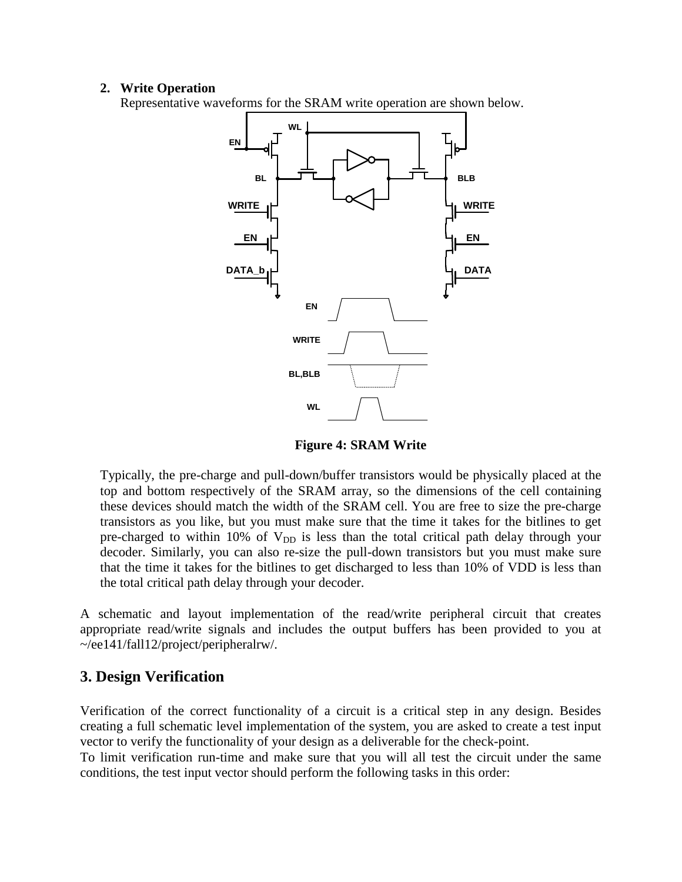2. **Write Operation**

   Representative waveforms for the SRAM write operation are shown below.

**Figure 4: SRAM Write**

Typically, the pre-charge and pull-down/buffer transistors would be physically placed at the top and bottom respectively of the SRAM array, so the dimensions of the cell containing these devices should match the width of the SRAM cell. You are free to size the pre-charge transistors as you like, but you must make sure that the time it takes for the bitlines to get pre-charged to within 10% of $V_{DD}$ is less than the total critical path delay through your decoder. Similarly, you can also re-size the pull-down transistors but you must make sure that the time it takes for the bitlines to get discharged to less than 10% of VDD is less than the total critical path delay through your decoder.

A schematic and layout implementation of the read/write peripheral circuit that creates appropriate read/write signals and includes the output buffers has been provided to you at ~/ee141/fall12/project/peripheralrw/.

## 3. Design Verification

Verification of the correct functionality of a circuit is a critical step in any design. Besides creating a full schematic level implementation of the system, you are asked to create a test input vector to verify the functionality of your design as a deliverable for the check-point.

To limit verification run-time and make sure that you will all test the circuit under the same conditions, the test input vector should perform the following tasks in this order: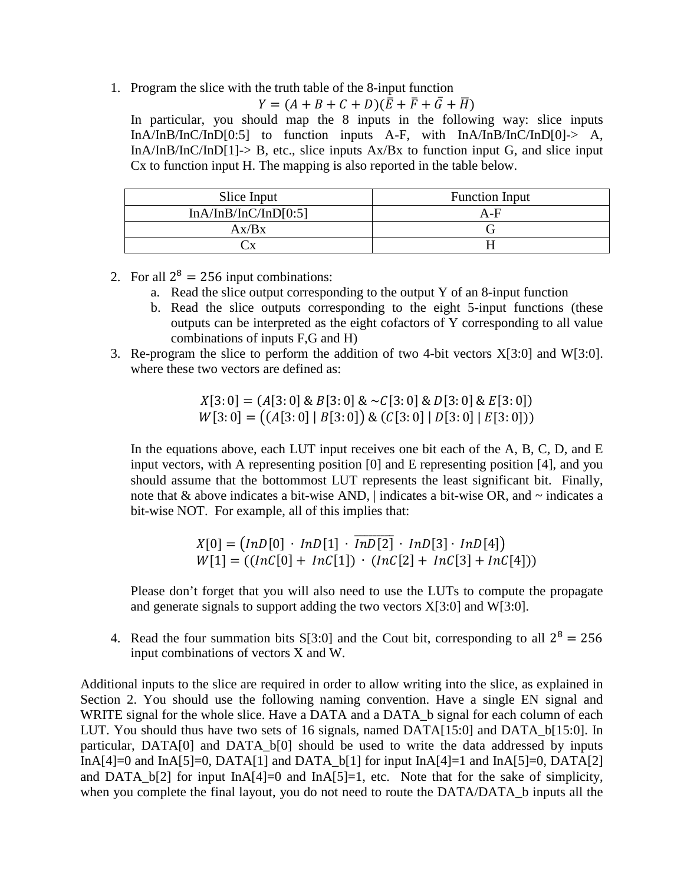1. Program the slice with the truth table of the 8-input function

   $$Y = (A + B + C + D)(\bar{E} + \bar{F} + \bar{G} + \bar{H})$$

   In particular, you should map the 8 inputs in the following way: slice inputs InA/InB/InC/InD[0:5] to function inputs A-F, with InA/InB/InC/InD[0]-> A, InA/InB/InC/InD[1]-> B, etc., slice inputs Ax/Bx to function input G, and slice input Cx to function input H. The mapping is also reported in the table below.

| Slice Input | Function Input |
|---|---|
| InA/InB/InC/InD[0:5] | A-F |
| Ax/Bx | G |
| Cx | H |

2. For all $2^8 = 256$ input combinations:
   a. Read the slice output corresponding to the output Y of an 8-input function
   b. Read the slice outputs corresponding to the eight 5-input functions (these outputs can be interpreted as the eight cofactors of Y corresponding to all value combinations of inputs F,G and H)
3. Re-program the slice to perform the addition of two 4-bit vectors X[3:0] and W[3:0]. where these two vectors are defined as:

   $$X[3{:}0] = (A[3{:}0] \,\&\, B[3{:}0] \,\&\, {\sim}C[3{:}0] \,\&\, D[3{:}0] \,\&\, E[3{:}0])$$
   $$W[3{:}0] = \big((A[3{:}0] \mid B[3{:}0]) \,\&\, (C[3{:}0] \mid D[3{:}0] \mid E[3{:}0])\big)$$

   In the equations above, each LUT input receives one bit each of the A, B, C, D, and E input vectors, with A representing position [0] and E representing position [4], and you should assume that the bottommost LUT represents the least significant bit. Finally, note that & above indicates a bit-wise AND, | indicates a bit-wise OR, and ~ indicates a bit-wise NOT. For example, all of this implies that:

   $$X[0] = \big(InD[0] \cdot InD[1] \cdot \overline{InD[2]} \cdot InD[3] \cdot InD[4]\big)$$
   $$W[1] = ((InC[0] + InC[1]) \cdot (InC[2] + InC[3] + InC[4]))$$

   Please don't forget that you will also need to use the LUTs to compute the propagate and generate signals to support adding the two vectors X[3:0] and W[3:0].

4. Read the four summation bits S[3:0] and the Cout bit, corresponding to all $2^8 = 256$ input combinations of vectors X and W.

Additional inputs to the slice are required in order to allow writing into the slice, as explained in Section 2. You should use the following naming convention. Have a single EN signal and WRITE signal for the whole slice. Have a DATA and a DATA_b signal for each column of each LUT. You should thus have two sets of 16 signals, named DATA[15:0] and DATA_b[15:0]. In particular, DATA[0] and DATA_b[0] should be used to write the data addressed by inputs InA[4]=0 and InA[5]=0, DATA[1] and DATA_b[1] for input InA[4]=1 and InA[5]=0, DATA[2] and DATA_b[2] for input InA[4]=0 and InA[5]=1, etc. Note that for the sake of simplicity, when you complete the final layout, you do not need to route the DATA/DATA_b inputs all the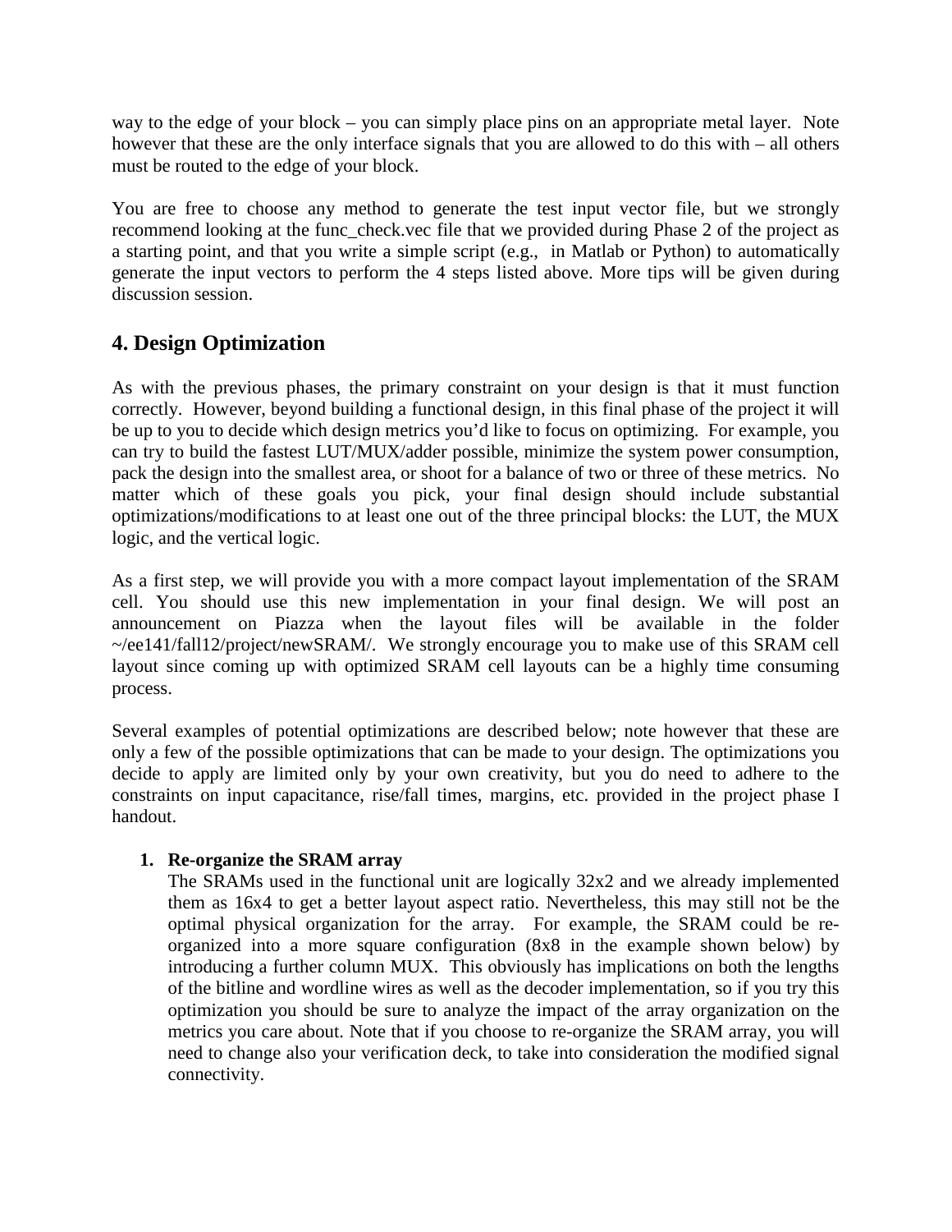way to the edge of your block – you can simply place pins on an appropriate metal layer. Note however that these are the only interface signals that you are allowed to do this with – all others must be routed to the edge of your block.

You are free to choose any method to generate the test input vector file, but we strongly recommend looking at the func_check.vec file that we provided during Phase 2 of the project as a starting point, and that you write a simple script (e.g., in Matlab or Python) to automatically generate the input vectors to perform the 4 steps listed above. More tips will be given during discussion session.

## 4. Design Optimization

As with the previous phases, the primary constraint on your design is that it must function correctly. However, beyond building a functional design, in this final phase of the project it will be up to you to decide which design metrics you'd like to focus on optimizing. For example, you can try to build the fastest LUT/MUX/adder possible, minimize the system power consumption, pack the design into the smallest area, or shoot for a balance of two or three of these metrics. No matter which of these goals you pick, your final design should include substantial optimizations/modifications to at least one out of the three principal blocks: the LUT, the MUX logic, and the vertical logic.

As a first step, we will provide you with a more compact layout implementation of the SRAM cell. You should use this new implementation in your final design. We will post an announcement on Piazza when the layout files will be available in the folder ~/ee141/fall12/project/newSRAM/. We strongly encourage you to make use of this SRAM cell layout since coming up with optimized SRAM cell layouts can be a highly time consuming process.

Several examples of potential optimizations are described below; note however that these are only a few of the possible optimizations that can be made to your design. The optimizations you decide to apply are limited only by your own creativity, but you do need to adhere to the constraints on input capacitance, rise/fall times, margins, etc. provided in the project phase I handout.

1. **Re-organize the SRAM array**
   The SRAMs used in the functional unit are logically 32x2 and we already implemented them as 16x4 to get a better layout aspect ratio. Nevertheless, this may still not be the optimal physical organization for the array. For example, the SRAM could be re-organized into a more square configuration (8x8 in the example shown below) by introducing a further column MUX. This obviously has implications on both the lengths of the bitline and wordline wires as well as the decoder implementation, so if you try this optimization you should be sure to analyze the impact of the array organization on the metrics you care about. Note that if you choose to re-organize the SRAM array, you will need to change also your verification deck, to take into consideration the modified signal connectivity.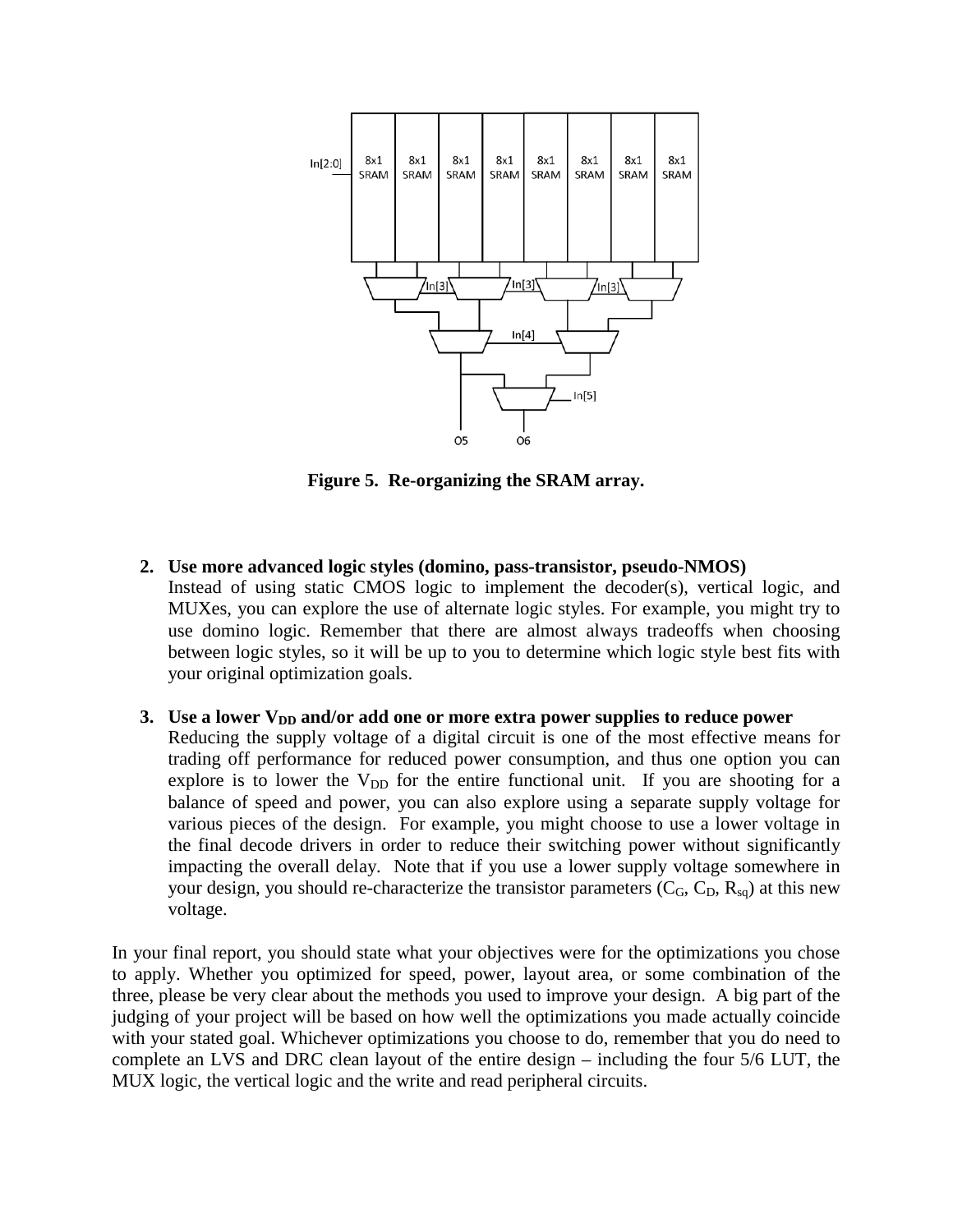**Figure 5. Re-organizing the SRAM array.**

2. **Use more advanced logic styles (domino, pass-transistor, pseudo-NMOS)**
   Instead of using static CMOS logic to implement the decoder(s), vertical logic, and MUXes, you can explore the use of alternate logic styles. For example, you might try to use domino logic. Remember that there are almost always tradeoffs when choosing between logic styles, so it will be up to you to determine which logic style best fits with your original optimization goals.

3. **Use a lower $V_{DD}$ and/or add one or more extra power supplies to reduce power**
   Reducing the supply voltage of a digital circuit is one of the most effective means for trading off performance for reduced power consumption, and thus one option you can explore is to lower the $V_{DD}$ for the entire functional unit. If you are shooting for a balance of speed and power, you can also explore using a separate supply voltage for various pieces of the design. For example, you might choose to use a lower voltage in the final decode drivers in order to reduce their switching power without significantly impacting the overall delay. Note that if you use a lower supply voltage somewhere in your design, you should re-characterize the transistor parameters ($C_G$, $C_D$, $R_{sq}$) at this new voltage.

In your final report, you should state what your objectives were for the optimizations you chose to apply. Whether you optimized for speed, power, layout area, or some combination of the three, please be very clear about the methods you used to improve your design. A big part of the judging of your project will be based on how well the optimizations you made actually coincide with your stated goal. Whichever optimizations you choose to do, remember that you do need to complete an LVS and DRC clean layout of the entire design – including the four 5/6 LUT, the MUX logic, the vertical logic and the write and read peripheral circuits.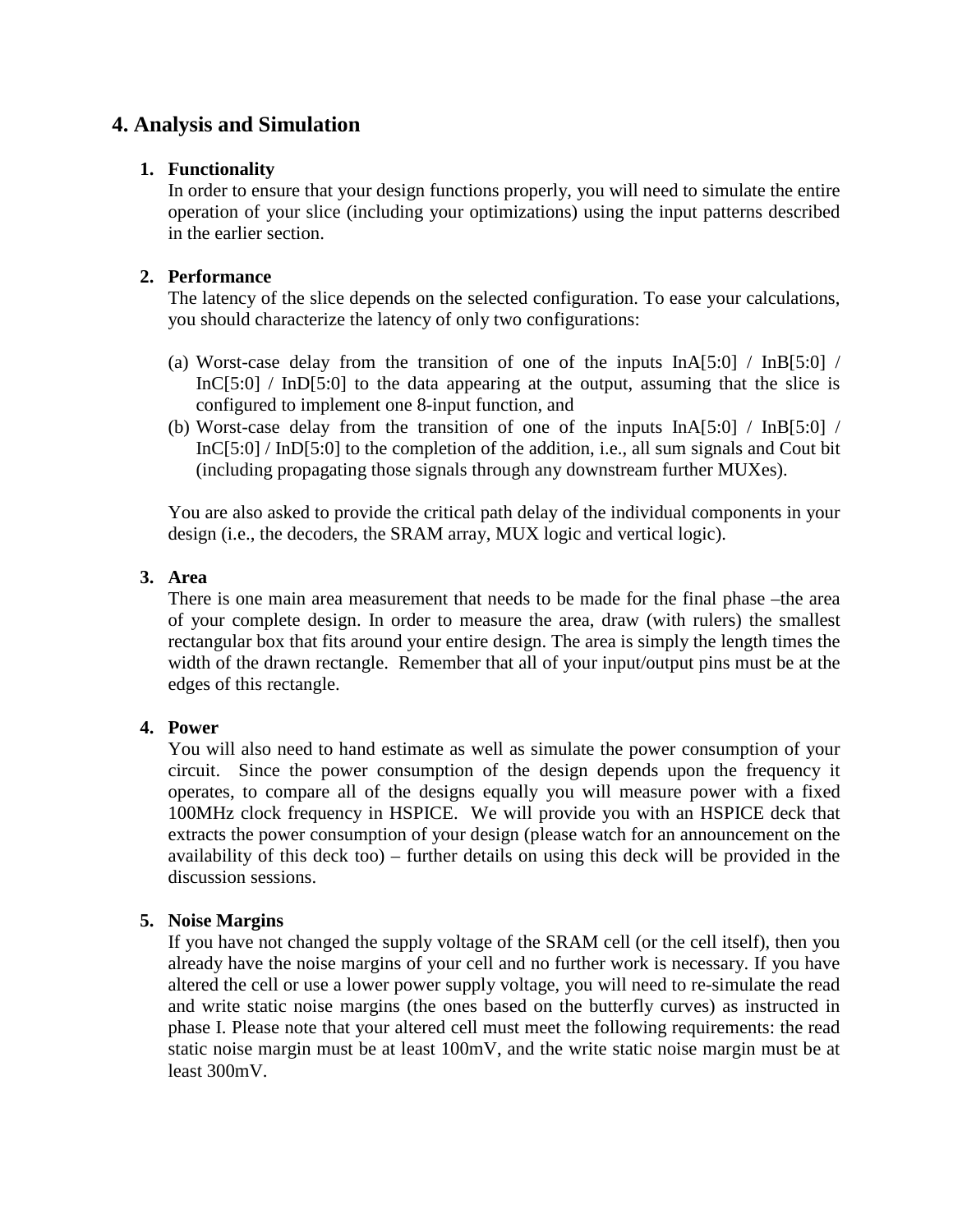## 4. Analysis and Simulation

1. **Functionality**
   In order to ensure that your design functions properly, you will need to simulate the entire operation of your slice (including your optimizations) using the input patterns described in the earlier section.

2. **Performance**
   The latency of the slice depends on the selected configuration. To ease your calculations, you should characterize the latency of only two configurations:

   (a) Worst-case delay from the transition of one of the inputs InA[5:0] / InB[5:0] / InC[5:0] / InD[5:0] to the data appearing at the output, assuming that the slice is configured to implement one 8-input function, and
   (b) Worst-case delay from the transition of one of the inputs InA[5:0] / InB[5:0] / InC[5:0] / InD[5:0] to the completion of the addition, i.e., all sum signals and Cout bit (including propagating those signals through any downstream further MUXes).

   You are also asked to provide the critical path delay of the individual components in your design (i.e., the decoders, the SRAM array, MUX logic and vertical logic).

3. **Area**
   There is one main area measurement that needs to be made for the final phase –the area of your complete design. In order to measure the area, draw (with rulers) the smallest rectangular box that fits around your entire design. The area is simply the length times the width of the drawn rectangle. Remember that all of your input/output pins must be at the edges of this rectangle.

4. **Power**
   You will also need to hand estimate as well as simulate the power consumption of your circuit. Since the power consumption of the design depends upon the frequency it operates, to compare all of the designs equally you will measure power with a fixed 100MHz clock frequency in HSPICE. We will provide you with an HSPICE deck that extracts the power consumption of your design (please watch for an announcement on the availability of this deck too) – further details on using this deck will be provided in the discussion sessions.

5. **Noise Margins**
   If you have not changed the supply voltage of the SRAM cell (or the cell itself), then you already have the noise margins of your cell and no further work is necessary. If you have altered the cell or use a lower power supply voltage, you will need to re-simulate the read and write static noise margins (the ones based on the butterfly curves) as instructed in phase I. Please note that your altered cell must meet the following requirements: the read static noise margin must be at least 100mV, and the write static noise margin must be at least 300mV.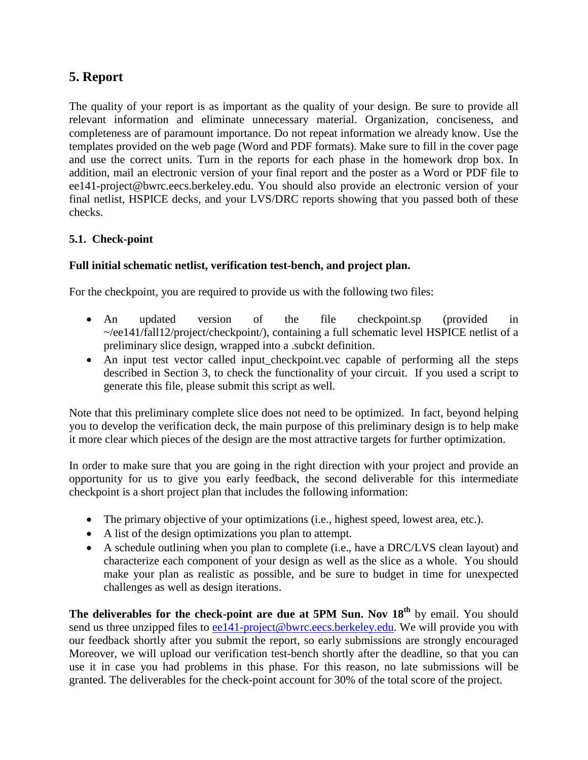## 5. Report

The quality of your report is as important as the quality of your design. Be sure to provide all relevant information and eliminate unnecessary material. Organization, conciseness, and completeness are of paramount importance. Do not repeat information we already know. Use the templates provided on the web page (Word and PDF formats). Make sure to fill in the cover page and use the correct units. Turn in the reports for each phase in the homework drop box. In addition, mail an electronic version of your final report and the poster as a Word or PDF file to ee141-project@bwrc.eecs.berkeley.edu. You should also provide an electronic version of your final netlist, HSPICE decks, and your LVS/DRC reports showing that you passed both of these checks.

### 5.1. Check-point

**Full initial schematic netlist, verification test-bench, and project plan.**

For the checkpoint, you are required to provide us with the following two files:

- An updated version of the file checkpoint.sp (provided in ~/ee141/fall12/project/checkpoint/), containing a full schematic level HSPICE netlist of a preliminary slice design, wrapped into a .subckt definition.
- An input test vector called input_checkpoint.vec capable of performing all the steps described in Section 3, to check the functionality of your circuit. If you used a script to generate this file, please submit this script as well.

Note that this preliminary complete slice does not need to be optimized. In fact, beyond helping you to develop the verification deck, the main purpose of this preliminary design is to help make it more clear which pieces of the design are the most attractive targets for further optimization.

In order to make sure that you are going in the right direction with your project and provide an opportunity for us to give you early feedback, the second deliverable for this intermediate checkpoint is a short project plan that includes the following information:

- The primary objective of your optimizations (i.e., highest speed, lowest area, etc.).
- A list of the design optimizations you plan to attempt.
- A schedule outlining when you plan to complete (i.e., have a DRC/LVS clean layout) and characterize each component of your design as well as the slice as a whole. You should make your plan as realistic as possible, and be sure to budget in time for unexpected challenges as well as design iterations.

**The deliverables for the check-point are due at 5PM Sun. Nov 18th** by email. You should send us three unzipped files to ee141-project@bwrc.eecs.berkeley.edu. We will provide you with our feedback shortly after you submit the report, so early submissions are strongly encouraged Moreover, we will upload our verification test-bench shortly after the deadline, so that you can use it in case you had problems in this phase. For this reason, no late submissions will be granted. The deliverables for the check-point account for 30% of the total score of the project.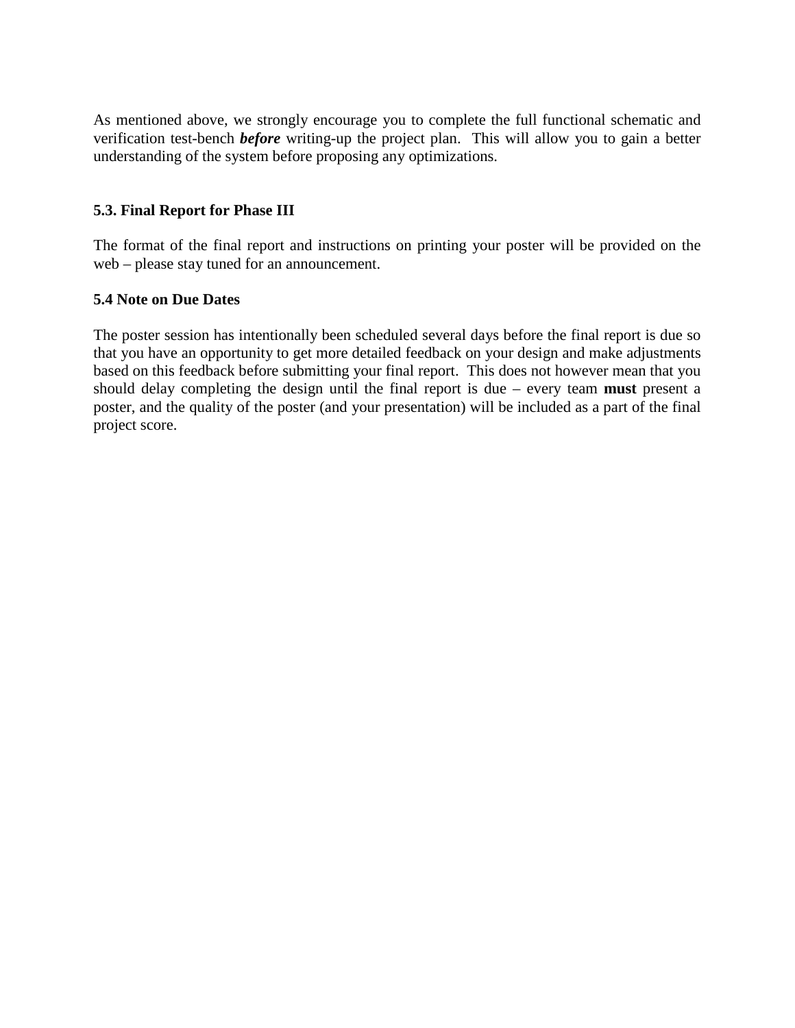As mentioned above, we strongly encourage you to complete the full functional schematic and verification test-bench ***before*** writing-up the project plan. This will allow you to gain a better understanding of the system before proposing any optimizations.

### 5.3. Final Report for Phase III

The format of the final report and instructions on printing your poster will be provided on the web – please stay tuned for an announcement.

### 5.4 Note on Due Dates

The poster session has intentionally been scheduled several days before the final report is due so that you have an opportunity to get more detailed feedback on your design and make adjustments based on this feedback before submitting your final report. This does not however mean that you should delay completing the design until the final report is due – every team **must** present a poster, and the quality of the poster (and your presentation) will be included as a part of the final project score.